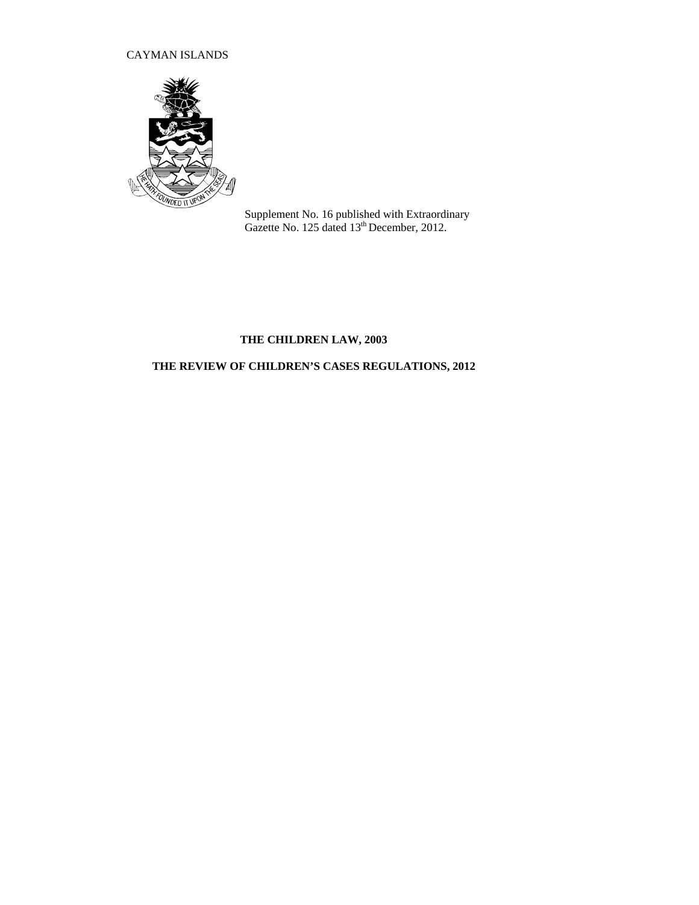CAYMAN ISLANDS

Supplement No. 16 published with Extraordinary Gazette No. 125 dated 13th December, 2012.

**THE CHILDREN LAW, 2003**

**THE REVIEW OF CHILDREN'S CASES REGULATIONS, 2012**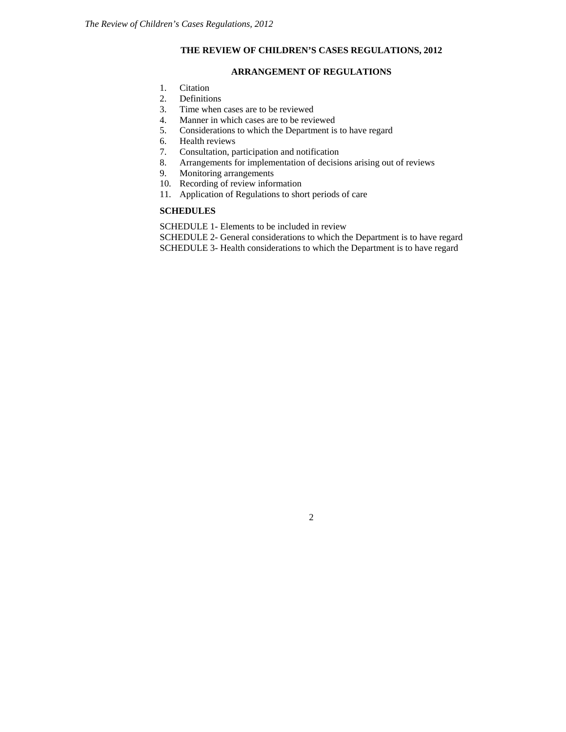# THE REVIEW OF CHILDREN'S CASES REGULATIONS, 2012

## ARRANGEMENT OF REGULATIONS

1. Citation
2. Definitions
3. Time when cases are to be reviewed
4. Manner in which cases are to be reviewed
5. Considerations to which the Department is to have regard
6. Health reviews
7. Consultation, participation and notification
8. Arrangements for implementation of decisions arising out of reviews
9. Monitoring arrangements
10. Recording of review information
11. Application of Regulations to short periods of care

**SCHEDULES**

SCHEDULE 1- Elements to be included in review

SCHEDULE 2- General considerations to which the Department is to have regard

SCHEDULE 3- Health considerations to which the Department is to have regard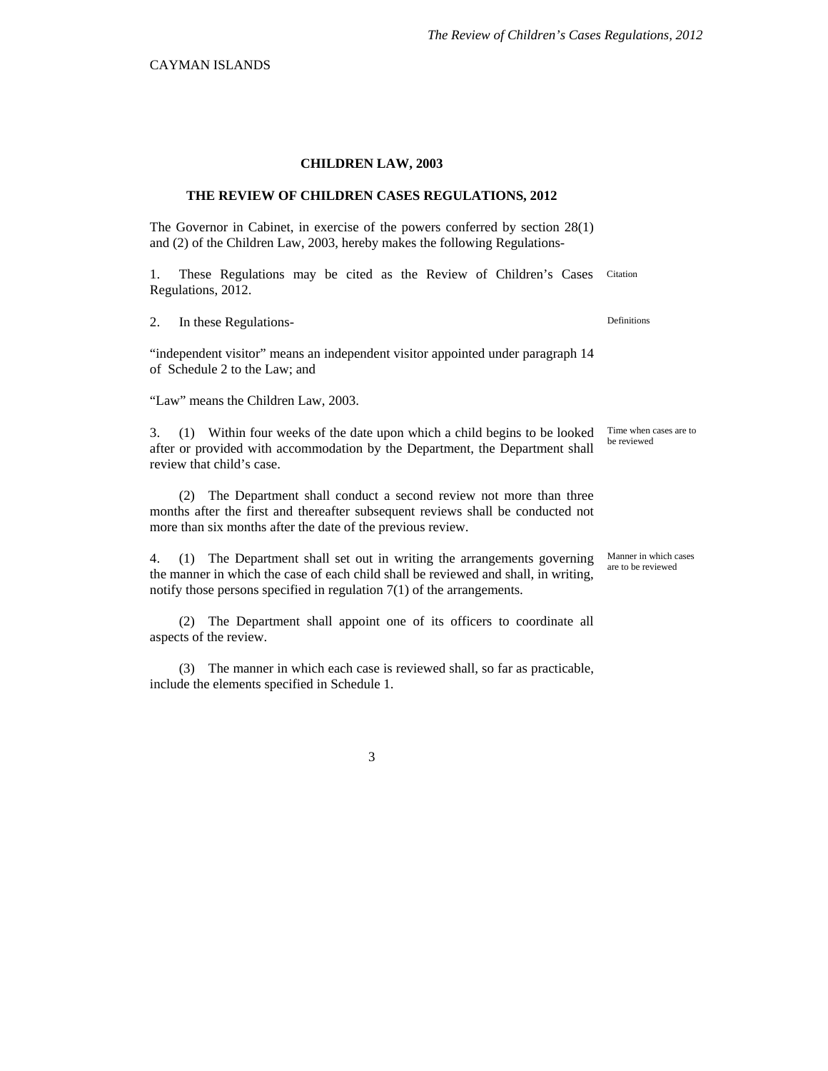CAYMAN ISLANDS

**CHILDREN LAW, 2003**

**THE REVIEW OF CHILDREN CASES REGULATIONS, 2012**

The Governor in Cabinet, in exercise of the powers conferred by section 28(1) and (2) of the Children Law, 2003, hereby makes the following Regulations-

1. These Regulations may be cited as the Review of Children's Cases Regulations, 2012. *Citation*

2. In these Regulations- *Definitions*

"independent visitor" means an independent visitor appointed under paragraph 14 of Schedule 2 to the Law; and

"Law" means the Children Law, 2003.

3. (1) Within four weeks of the date upon which a child begins to be looked after or provided with accommodation by the Department, the Department shall review that child's case. *Time when cases are to be reviewed*

(2) The Department shall conduct a second review not more than three months after the first and thereafter subsequent reviews shall be conducted not more than six months after the date of the previous review.

4. (1) The Department shall set out in writing the arrangements governing the manner in which the case of each child shall be reviewed and shall, in writing, notify those persons specified in regulation 7(1) of the arrangements. *Manner in which cases are to be reviewed*

(2) The Department shall appoint one of its officers to coordinate all aspects of the review.

(3) The manner in which each case is reviewed shall, so far as practicable, include the elements specified in Schedule 1.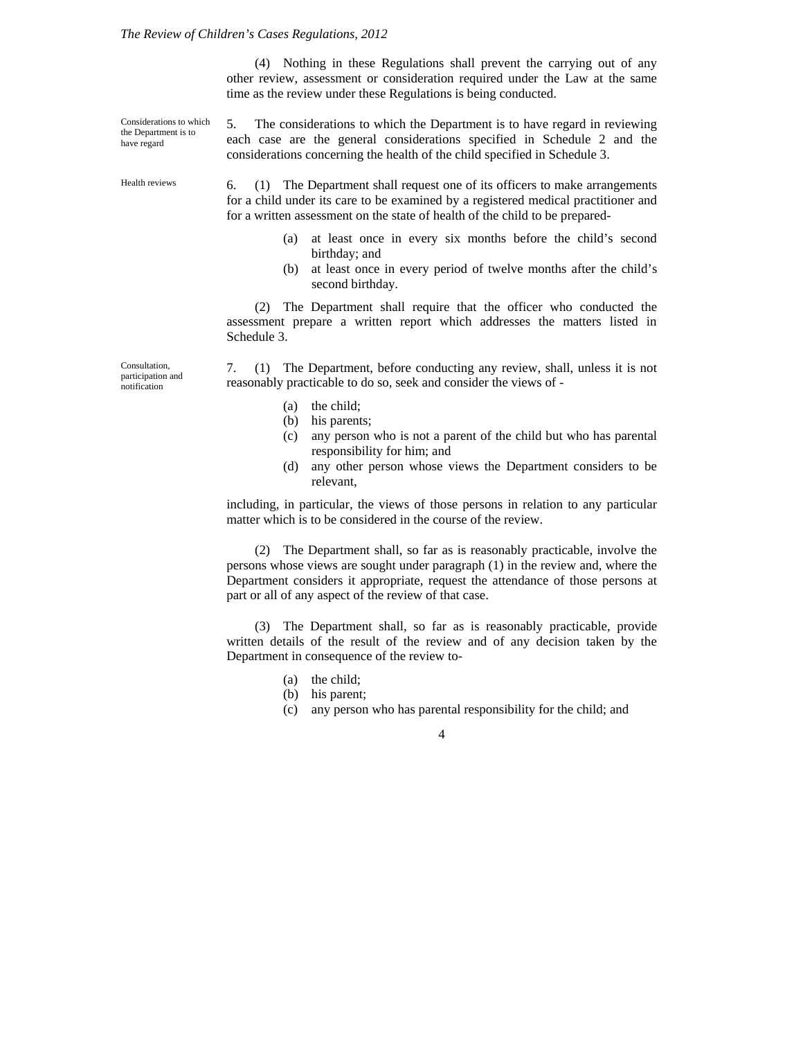(4) Nothing in these Regulations shall prevent the carrying out of any other review, assessment or consideration required under the Law at the same time as the review under these Regulations is being conducted.

Considerations to which the Department is to have regard

5. The considerations to which the Department is to have regard in reviewing each case are the general considerations specified in Schedule 2 and the considerations concerning the health of the child specified in Schedule 3.

Health reviews

6. (1) The Department shall request one of its officers to make arrangements for a child under its care to be examined by a registered medical practitioner and for a written assessment on the state of health of the child to be prepared-

(a) at least once in every six months before the child's second birthday; and
(b) at least once in every period of twelve months after the child's second birthday.

(2) The Department shall require that the officer who conducted the assessment prepare a written report which addresses the matters listed in Schedule 3.

Consultation, participation and notification

7. (1) The Department, before conducting any review, shall, unless it is not reasonably practicable to do so, seek and consider the views of -

(a) the child;
(b) his parents;
(c) any person who is not a parent of the child but who has parental responsibility for him; and
(d) any other person whose views the Department considers to be relevant,

including, in particular, the views of those persons in relation to any particular matter which is to be considered in the course of the review.

(2) The Department shall, so far as is reasonably practicable, involve the persons whose views are sought under paragraph (1) in the review and, where the Department considers it appropriate, request the attendance of those persons at part or all of any aspect of the review of that case.

(3) The Department shall, so far as is reasonably practicable, provide written details of the result of the review and of any decision taken by the Department in consequence of the review to-

(a) the child;
(b) his parent;
(c) any person who has parental responsibility for the child; and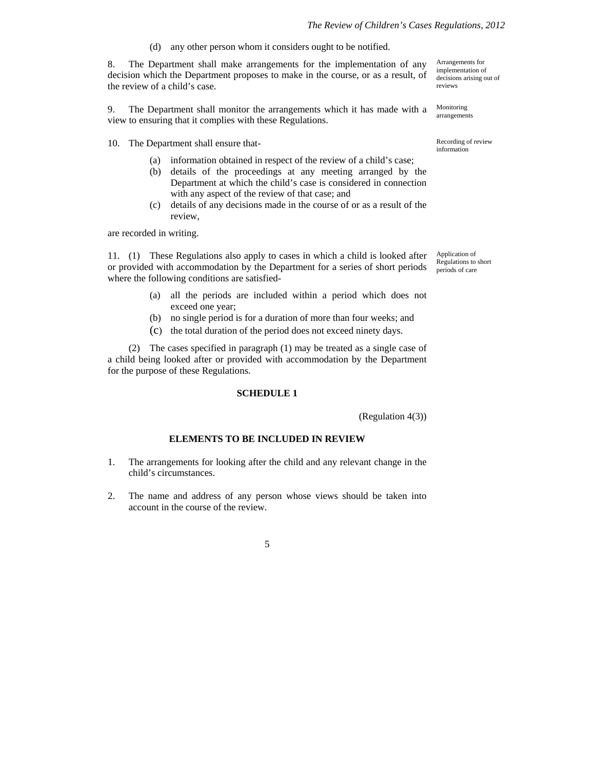(d) any other person whom it considers ought to be notified.

8. The Department shall make arrangements for the implementation of any decision which the Department proposes to make in the course, or as a result, of the review of a child's case.

*Arrangements for implementation of decisions arising out of reviews*

9. The Department shall monitor the arrangements which it has made with a view to ensuring that it complies with these Regulations.

*Monitoring arrangements*

10. The Department shall ensure that-

*Recording of review information*

- (a) information obtained in respect of the review of a child's case;
- (b) details of the proceedings at any meeting arranged by the Department at which the child's case is considered in connection with any aspect of the review of that case; and
- (c) details of any decisions made in the course of or as a result of the review,

are recorded in writing.

11. (1) These Regulations also apply to cases in which a child is looked after or provided with accommodation by the Department for a series of short periods where the following conditions are satisfied-

*Application of Regulations to short periods of care*

- (a) all the periods are included within a period which does not exceed one year;
- (b) no single period is for a duration of more than four weeks; and
- (c) the total duration of the period does not exceed ninety days.

(2) The cases specified in paragraph (1) may be treated as a single case of a child being looked after or provided with accommodation by the Department for the purpose of these Regulations.

## SCHEDULE 1

(Regulation 4(3))

### ELEMENTS TO BE INCLUDED IN REVIEW

1. The arrangements for looking after the child and any relevant change in the child's circumstances.

2. The name and address of any person whose views should be taken into account in the course of the review.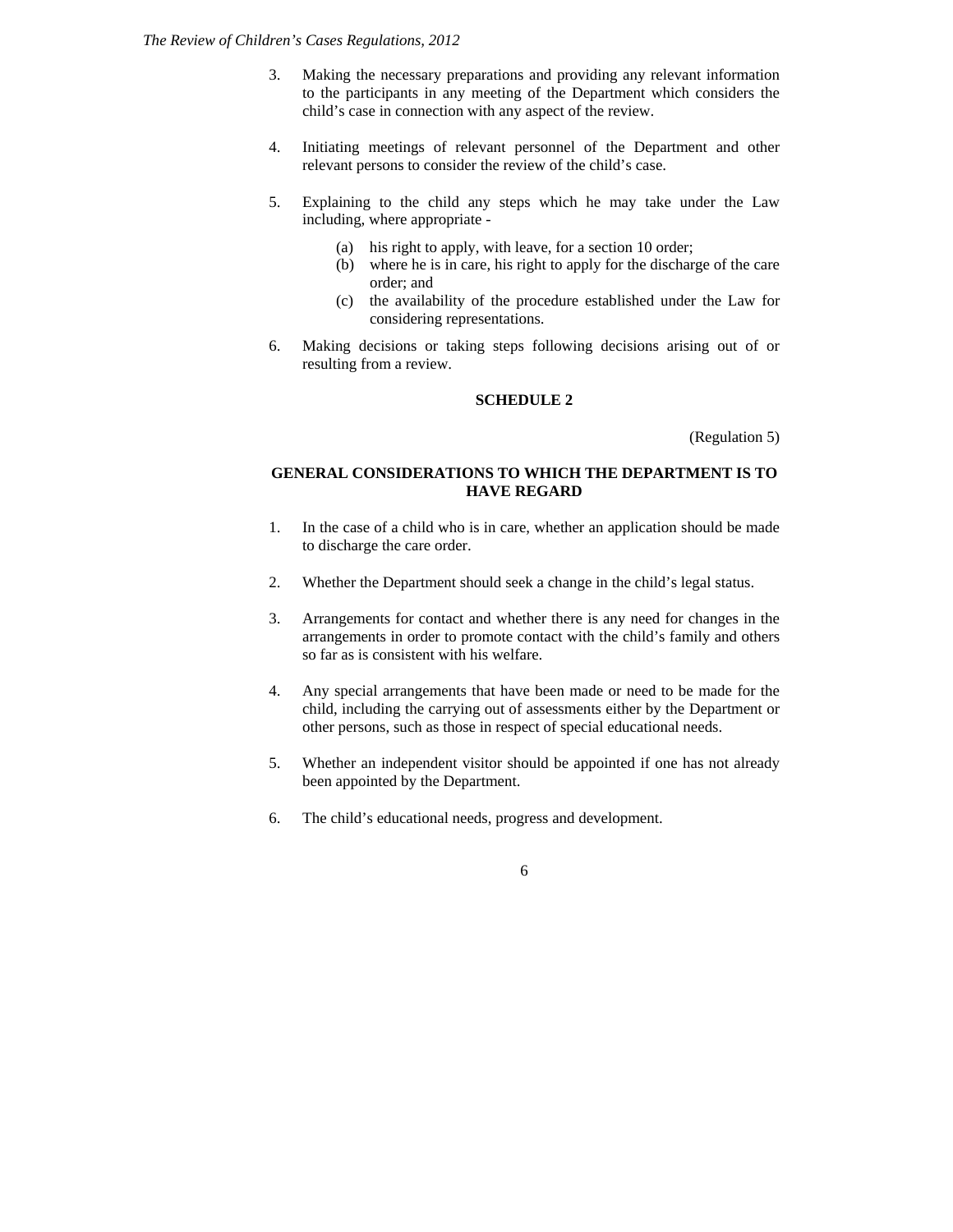3. Making the necessary preparations and providing any relevant information to the participants in any meeting of the Department which considers the child's case in connection with any aspect of the review.

4. Initiating meetings of relevant personnel of the Department and other relevant persons to consider the review of the child's case.

5. Explaining to the child any steps which he may take under the Law including, where appropriate -

   (a) his right to apply, with leave, for a section 10 order;
   (b) where he is in care, his right to apply for the discharge of the care order; and
   (c) the availability of the procedure established under the Law for considering representations.

6. Making decisions or taking steps following decisions arising out of or resulting from a review.

## SCHEDULE 2

(Regulation 5)

### GENERAL CONSIDERATIONS TO WHICH THE DEPARTMENT IS TO HAVE REGARD

1. In the case of a child who is in care, whether an application should be made to discharge the care order.

2. Whether the Department should seek a change in the child's legal status.

3. Arrangements for contact and whether there is any need for changes in the arrangements in order to promote contact with the child's family and others so far as is consistent with his welfare.

4. Any special arrangements that have been made or need to be made for the child, including the carrying out of assessments either by the Department or other persons, such as those in respect of special educational needs.

5. Whether an independent visitor should be appointed if one has not already been appointed by the Department.

6. The child's educational needs, progress and development.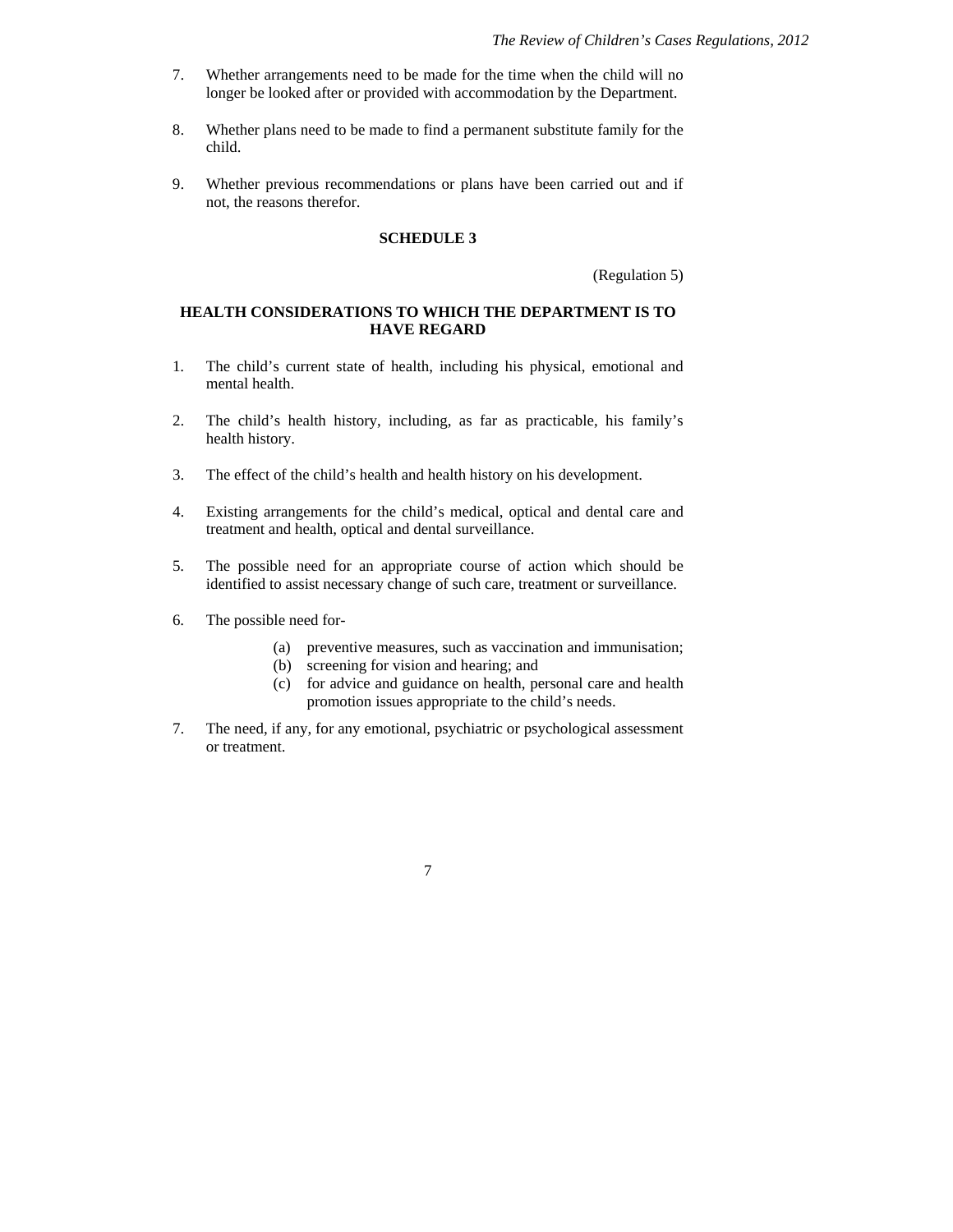7. Whether arrangements need to be made for the time when the child will no longer be looked after or provided with accommodation by the Department.

8. Whether plans need to be made to find a permanent substitute family for the child.

9. Whether previous recommendations or plans have been carried out and if not, the reasons therefor.

## SCHEDULE 3

(Regulation 5)

### HEALTH CONSIDERATIONS TO WHICH THE DEPARTMENT IS TO HAVE REGARD

1. The child's current state of health, including his physical, emotional and mental health.

2. The child's health history, including, as far as practicable, his family's health history.

3. The effect of the child's health and health history on his development.

4. Existing arrangements for the child's medical, optical and dental care and treatment and health, optical and dental surveillance.

5. The possible need for an appropriate course of action which should be identified to assist necessary change of such care, treatment or surveillance.

6. The possible need for-

   (a) preventive measures, such as vaccination and immunisation;
   (b) screening for vision and hearing; and
   (c) for advice and guidance on health, personal care and health promotion issues appropriate to the child's needs.

7. The need, if any, for any emotional, psychiatric or psychological assessment or treatment.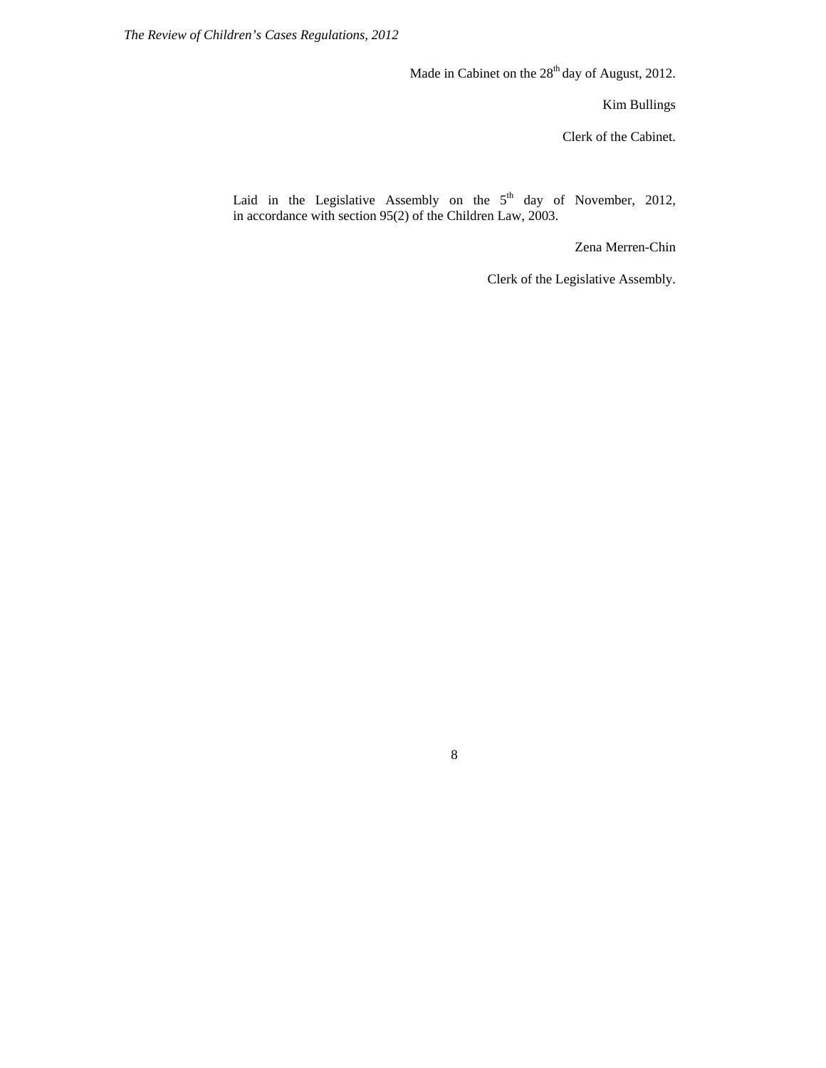Made in Cabinet on the 28th day of August, 2012.

Kim Bullings

Clerk of the Cabinet.

Laid in the Legislative Assembly on the 5th day of November, 2012, in accordance with section 95(2) of the Children Law, 2003.

Zena Merren-Chin

Clerk of the Legislative Assembly.